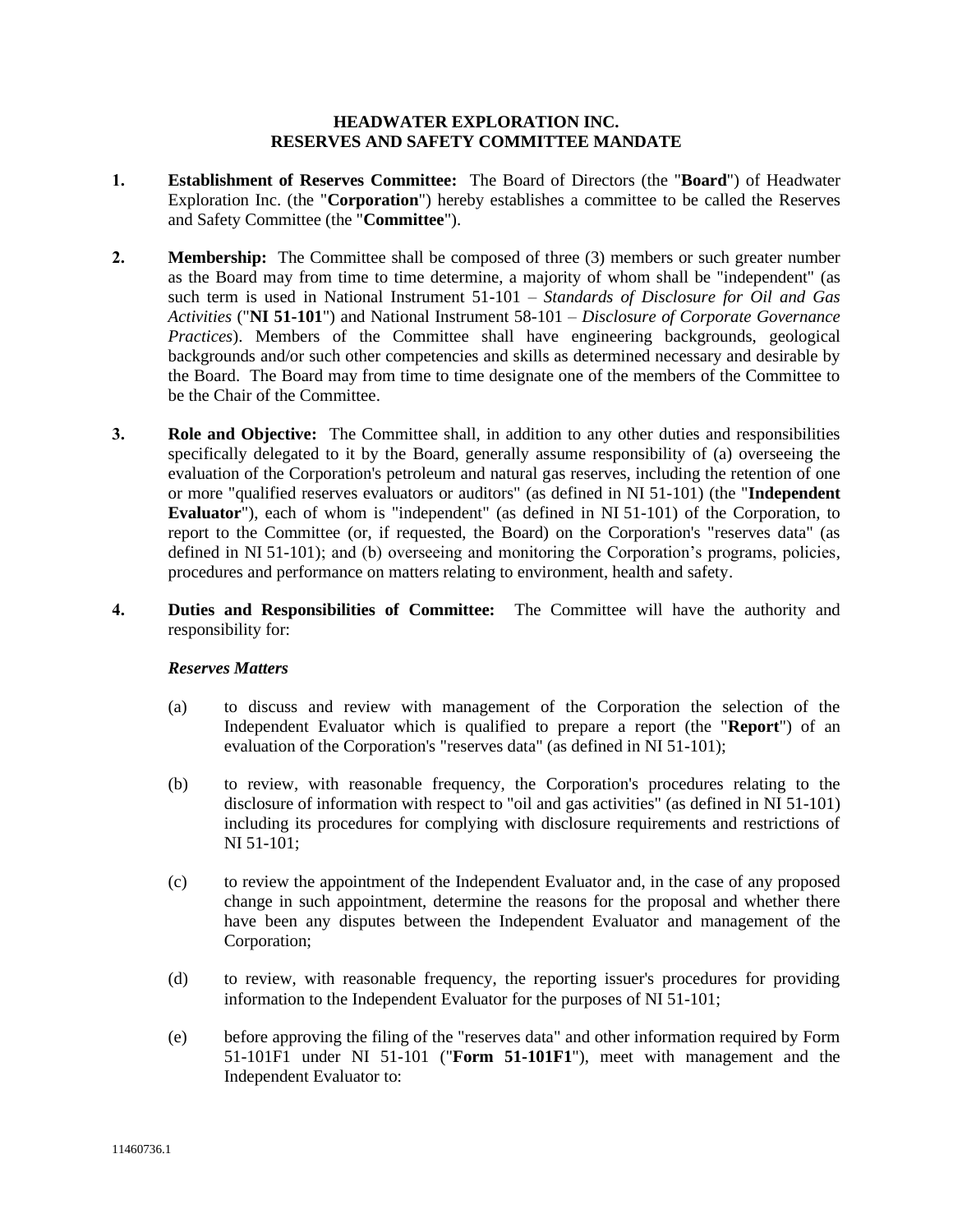# HEADWATER EXPLORATION INC.
# RESERVES AND SAFETY COMMITTEE MANDATE

**1. Establishment of Reserves Committee:** The Board of Directors (the "**Board**") of Headwater Exploration Inc. (the "**Corporation**") hereby establishes a committee to be called the Reserves and Safety Committee (the "**Committee**").

**2. Membership:** The Committee shall be composed of three (3) members or such greater number as the Board may from time to time determine, a majority of whom shall be "independent" (as such term is used in National Instrument 51-101 – *Standards of Disclosure for Oil and Gas Activities* ("**NI 51-101**") and National Instrument 58-101 – *Disclosure of Corporate Governance Practices*). Members of the Committee shall have engineering backgrounds, geological backgrounds and/or such other competencies and skills as determined necessary and desirable by the Board. The Board may from time to time designate one of the members of the Committee to be the Chair of the Committee.

**3. Role and Objective:** The Committee shall, in addition to any other duties and responsibilities specifically delegated to it by the Board, generally assume responsibility of (a) overseeing the evaluation of the Corporation's petroleum and natural gas reserves, including the retention of one or more "qualified reserves evaluators or auditors" (as defined in NI 51-101) (the "**Independent Evaluator**"), each of whom is "independent" (as defined in NI 51-101) of the Corporation, to report to the Committee (or, if requested, the Board) on the Corporation's "reserves data" (as defined in NI 51-101); and (b) overseeing and monitoring the Corporation's programs, policies, procedures and performance on matters relating to environment, health and safety.

**4. Duties and Responsibilities of Committee:** The Committee will have the authority and responsibility for:

***Reserves Matters***

(a) to discuss and review with management of the Corporation the selection of the Independent Evaluator which is qualified to prepare a report (the "**Report**") of an evaluation of the Corporation's "reserves data" (as defined in NI 51-101);

(b) to review, with reasonable frequency, the Corporation's procedures relating to the disclosure of information with respect to "oil and gas activities" (as defined in NI 51-101) including its procedures for complying with disclosure requirements and restrictions of NI 51-101;

(c) to review the appointment of the Independent Evaluator and, in the case of any proposed change in such appointment, determine the reasons for the proposal and whether there have been any disputes between the Independent Evaluator and management of the Corporation;

(d) to review, with reasonable frequency, the reporting issuer's procedures for providing information to the Independent Evaluator for the purposes of NI 51-101;

(e) before approving the filing of the "reserves data" and other information required by Form 51-101F1 under NI 51-101 ("**Form 51-101F1**"), meet with management and the Independent Evaluator to: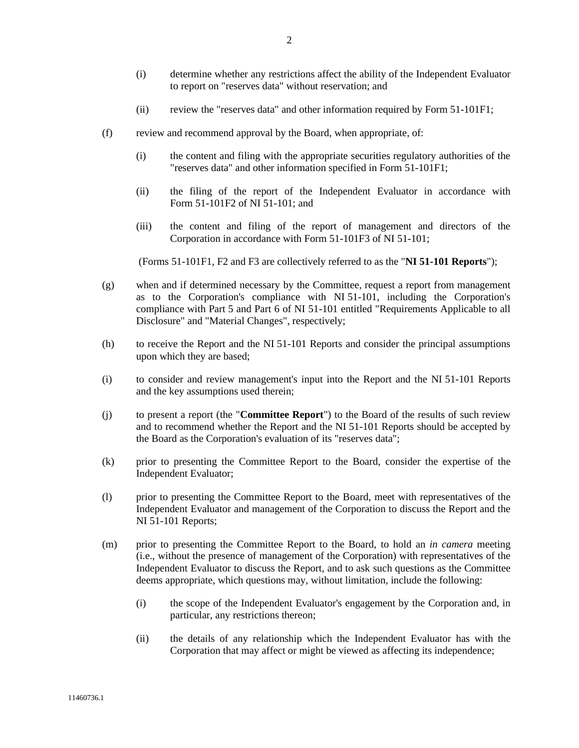(i) determine whether any restrictions affect the ability of the Independent Evaluator to report on "reserves data" without reservation; and

(ii) review the "reserves data" and other information required by Form 51-101F1;

(f) review and recommend approval by the Board, when appropriate, of:

(i) the content and filing with the appropriate securities regulatory authorities of the "reserves data" and other information specified in Form 51-101F1;

(ii) the filing of the report of the Independent Evaluator in accordance with Form 51-101F2 of NI 51-101; and

(iii) the content and filing of the report of management and directors of the Corporation in accordance with Form 51-101F3 of NI 51-101;

(Forms 51-101F1, F2 and F3 are collectively referred to as the "**NI 51-101 Reports**");

(g) when and if determined necessary by the Committee, request a report from management as to the Corporation's compliance with NI 51-101, including the Corporation's compliance with Part 5 and Part 6 of NI 51-101 entitled "Requirements Applicable to all Disclosure" and "Material Changes", respectively;

(h) to receive the Report and the NI 51-101 Reports and consider the principal assumptions upon which they are based;

(i) to consider and review management's input into the Report and the NI 51-101 Reports and the key assumptions used therein;

(j) to present a report (the "**Committee Report**") to the Board of the results of such review and to recommend whether the Report and the NI 51-101 Reports should be accepted by the Board as the Corporation's evaluation of its "reserves data";

(k) prior to presenting the Committee Report to the Board, consider the expertise of the Independent Evaluator;

(l) prior to presenting the Committee Report to the Board, meet with representatives of the Independent Evaluator and management of the Corporation to discuss the Report and the NI 51-101 Reports;

(m) prior to presenting the Committee Report to the Board, to hold an *in camera* meeting (i.e., without the presence of management of the Corporation) with representatives of the Independent Evaluator to discuss the Report, and to ask such questions as the Committee deems appropriate, which questions may, without limitation, include the following:

(i) the scope of the Independent Evaluator's engagement by the Corporation and, in particular, any restrictions thereon;

(ii) the details of any relationship which the Independent Evaluator has with the Corporation that may affect or might be viewed as affecting its independence;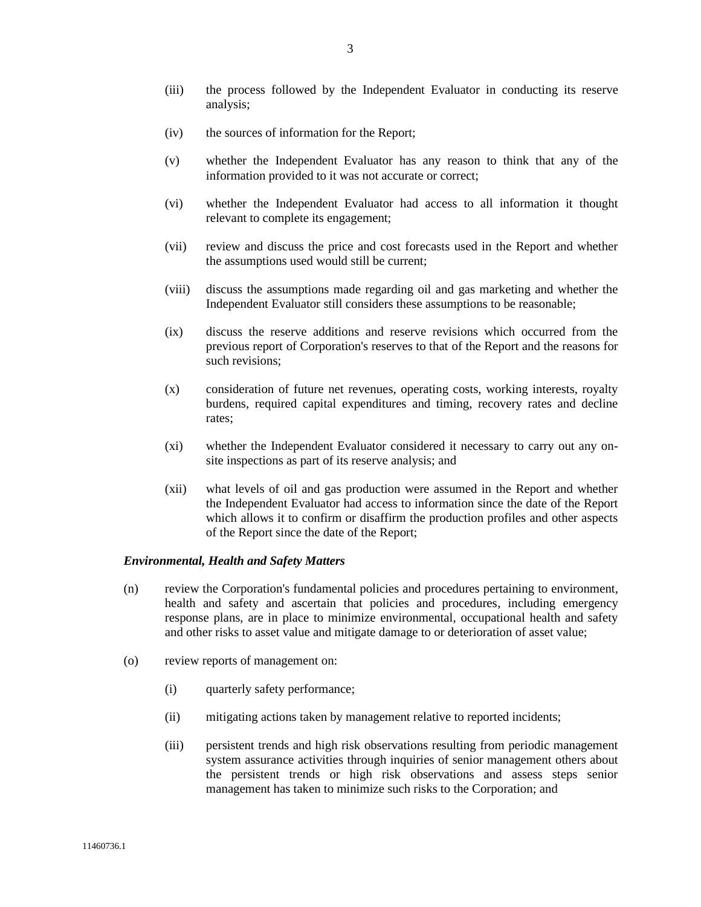(iii) the process followed by the Independent Evaluator in conducting its reserve analysis;

(iv) the sources of information for the Report;

(v) whether the Independent Evaluator has any reason to think that any of the information provided to it was not accurate or correct;

(vi) whether the Independent Evaluator had access to all information it thought relevant to complete its engagement;

(vii) review and discuss the price and cost forecasts used in the Report and whether the assumptions used would still be current;

(viii) discuss the assumptions made regarding oil and gas marketing and whether the Independent Evaluator still considers these assumptions to be reasonable;

(ix) discuss the reserve additions and reserve revisions which occurred from the previous report of Corporation's reserves to that of the Report and the reasons for such revisions;

(x) consideration of future net revenues, operating costs, working interests, royalty burdens, required capital expenditures and timing, recovery rates and decline rates;

(xi) whether the Independent Evaluator considered it necessary to carry out any on-site inspections as part of its reserve analysis; and

(xii) what levels of oil and gas production were assumed in the Report and whether the Independent Evaluator had access to information since the date of the Report which allows it to confirm or disaffirm the production profiles and other aspects of the Report since the date of the Report;

***Environmental, Health and Safety Matters***

(n) review the Corporation's fundamental policies and procedures pertaining to environment, health and safety and ascertain that policies and procedures, including emergency response plans, are in place to minimize environmental, occupational health and safety and other risks to asset value and mitigate damage to or deterioration of asset value;

(o) review reports of management on:

(i) quarterly safety performance;

(ii) mitigating actions taken by management relative to reported incidents;

(iii) persistent trends and high risk observations resulting from periodic management system assurance activities through inquiries of senior management others about the persistent trends or high risk observations and assess steps senior management has taken to minimize such risks to the Corporation; and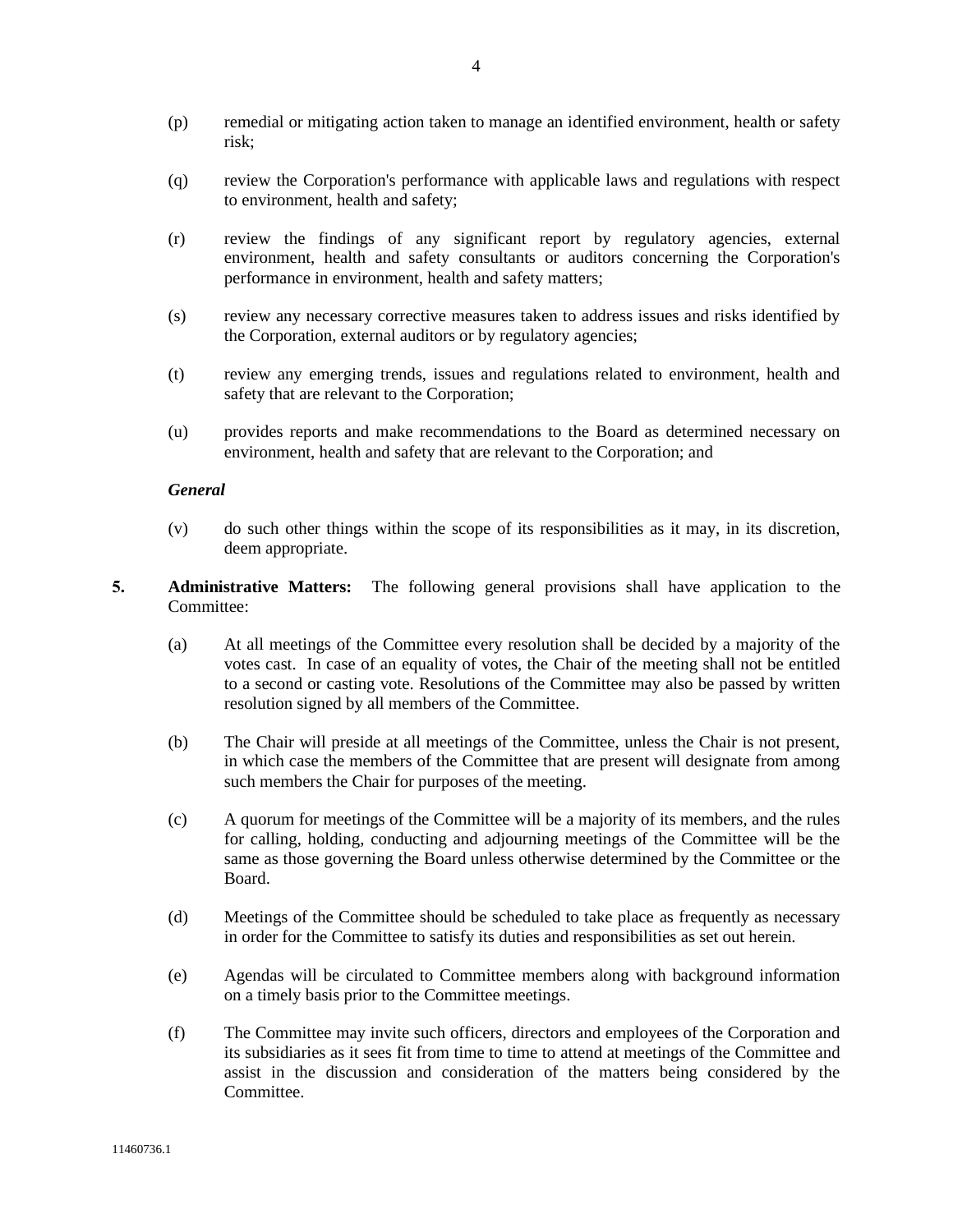(p) remedial or mitigating action taken to manage an identified environment, health or safety risk;

(q) review the Corporation's performance with applicable laws and regulations with respect to environment, health and safety;

(r) review the findings of any significant report by regulatory agencies, external environment, health and safety consultants or auditors concerning the Corporation's performance in environment, health and safety matters;

(s) review any necessary corrective measures taken to address issues and risks identified by the Corporation, external auditors or by regulatory agencies;

(t) review any emerging trends, issues and regulations related to environment, health and safety that are relevant to the Corporation;

(u) provides reports and make recommendations to the Board as determined necessary on environment, health and safety that are relevant to the Corporation; and

***General***

(v) do such other things within the scope of its responsibilities as it may, in its discretion, deem appropriate.

**5. Administrative Matters:** The following general provisions shall have application to the Committee:

(a) At all meetings of the Committee every resolution shall be decided by a majority of the votes cast. In case of an equality of votes, the Chair of the meeting shall not be entitled to a second or casting vote. Resolutions of the Committee may also be passed by written resolution signed by all members of the Committee.

(b) The Chair will preside at all meetings of the Committee, unless the Chair is not present, in which case the members of the Committee that are present will designate from among such members the Chair for purposes of the meeting.

(c) A quorum for meetings of the Committee will be a majority of its members, and the rules for calling, holding, conducting and adjourning meetings of the Committee will be the same as those governing the Board unless otherwise determined by the Committee or the Board.

(d) Meetings of the Committee should be scheduled to take place as frequently as necessary in order for the Committee to satisfy its duties and responsibilities as set out herein.

(e) Agendas will be circulated to Committee members along with background information on a timely basis prior to the Committee meetings.

(f) The Committee may invite such officers, directors and employees of the Corporation and its subsidiaries as it sees fit from time to time to attend at meetings of the Committee and assist in the discussion and consideration of the matters being considered by the Committee.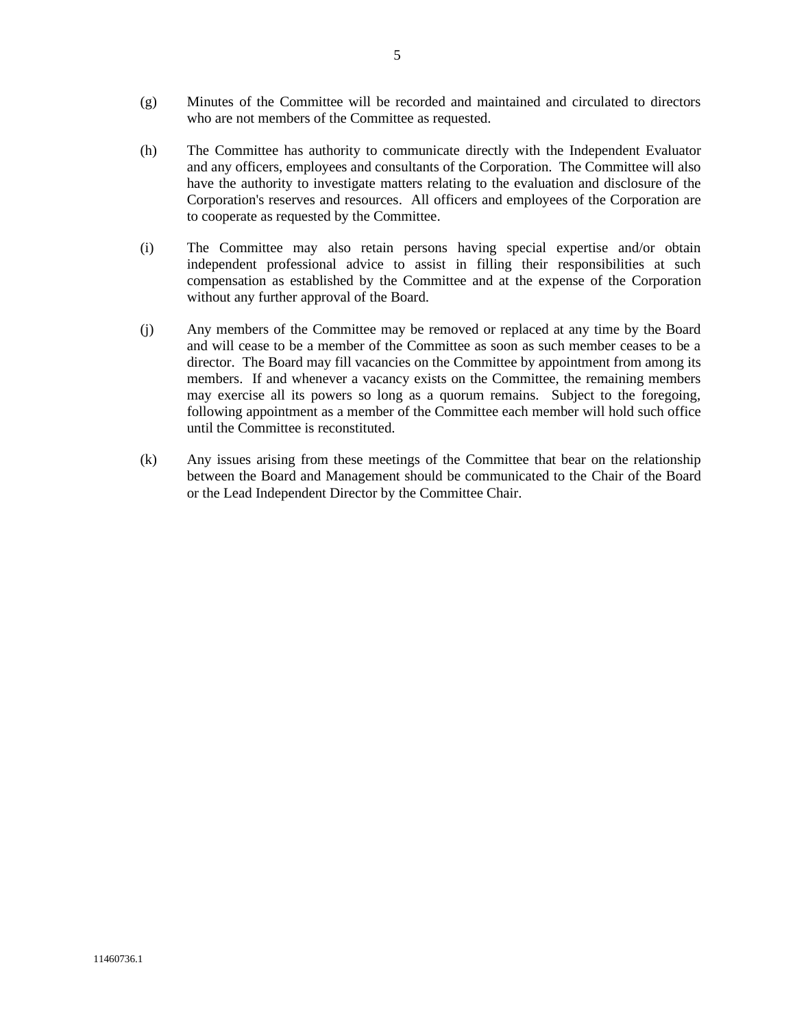(g) Minutes of the Committee will be recorded and maintained and circulated to directors who are not members of the Committee as requested.

(h) The Committee has authority to communicate directly with the Independent Evaluator and any officers, employees and consultants of the Corporation. The Committee will also have the authority to investigate matters relating to the evaluation and disclosure of the Corporation's reserves and resources. All officers and employees of the Corporation are to cooperate as requested by the Committee.

(i) The Committee may also retain persons having special expertise and/or obtain independent professional advice to assist in filling their responsibilities at such compensation as established by the Committee and at the expense of the Corporation without any further approval of the Board.

(j) Any members of the Committee may be removed or replaced at any time by the Board and will cease to be a member of the Committee as soon as such member ceases to be a director. The Board may fill vacancies on the Committee by appointment from among its members. If and whenever a vacancy exists on the Committee, the remaining members may exercise all its powers so long as a quorum remains. Subject to the foregoing, following appointment as a member of the Committee each member will hold such office until the Committee is reconstituted.

(k) Any issues arising from these meetings of the Committee that bear on the relationship between the Board and Management should be communicated to the Chair of the Board or the Lead Independent Director by the Committee Chair.